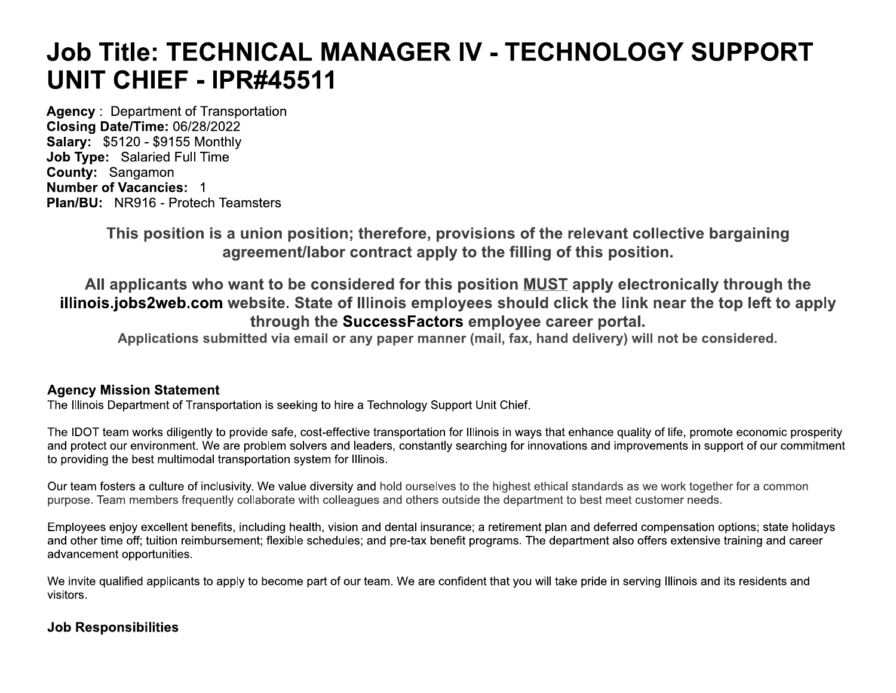# Job Title: TECHNICAL MANAGER IV - TECHNOLOGY SUPPORT UNIT CHIEF - IPR#45511

**Agency** : Department of Transportation
**Closing Date/Time:** 06/28/2022
**Salary:** $5120 - $9155 Monthly
**Job Type:** Salaried Full Time
**County:** Sangamon
**Number of Vacancies:** 1
**Plan/BU:** NR916 - Protech Teamsters

**This position is a union position; therefore, provisions of the relevant collective bargaining agreement/labor contract apply to the filling of this position.**

**All applicants who want to be considered for this position MUST apply electronically through the illinois.jobs2web.com website. State of Illinois employees should click the link near the top left to apply through the SuccessFactors employee career portal.**

**Applications submitted via email or any paper manner (mail, fax, hand delivery) will not be considered.**

## Agency Mission Statement

The Illinois Department of Transportation is seeking to hire a Technology Support Unit Chief.

The IDOT team works diligently to provide safe, cost-effective transportation for Illinois in ways that enhance quality of life, promote economic prosperity and protect our environment. We are problem solvers and leaders, constantly searching for innovations and improvements in support of our commitment to providing the best multimodal transportation system for Illinois.

Our team fosters a culture of inclusivity. We value diversity and hold ourselves to the highest ethical standards as we work together for a common purpose. Team members frequently collaborate with colleagues and others outside the department to best meet customer needs.

Employees enjoy excellent benefits, including health, vision and dental insurance; a retirement plan and deferred compensation options; state holidays and other time off; tuition reimbursement; flexible schedules; and pre-tax benefit programs. The department also offers extensive training and career advancement opportunities.

We invite qualified applicants to apply to become part of our team. We are confident that you will take pride in serving Illinois and its residents and visitors.

## Job Responsibilities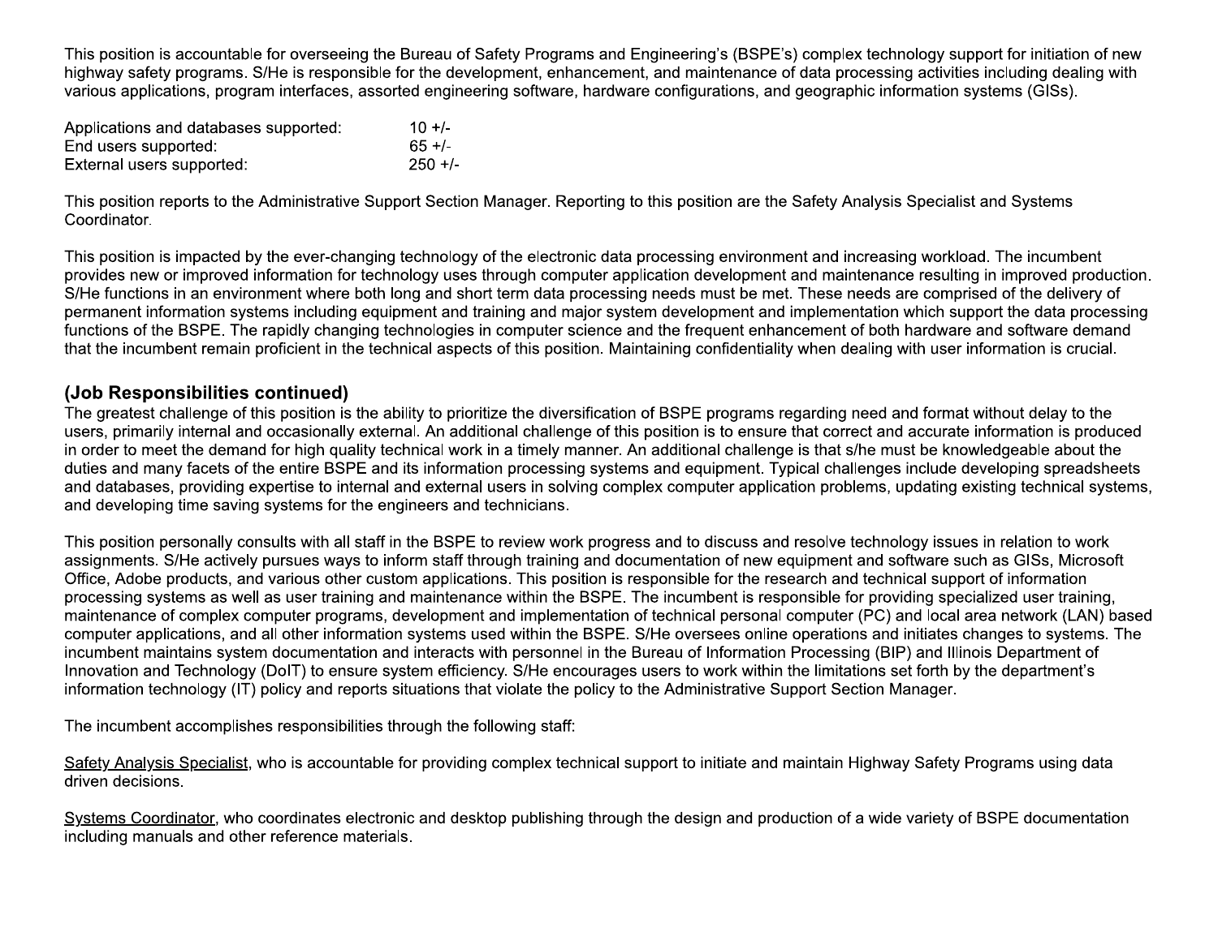This position is accountable for overseeing the Bureau of Safety Programs and Engineering's (BSPE's) complex technology support for initiation of new highway safety programs. S/He is responsible for the development, enhancement, and maintenance of data processing activities including dealing with various applications, program interfaces, assorted engineering software, hardware configurations, and geographic information systems (GISs).

| | |
|---|---|
| Applications and databases supported: | 10 +/- |
| End users supported: | 65 +/- |
| External users supported: | 250 +/- |

This position reports to the Administrative Support Section Manager. Reporting to this position are the Safety Analysis Specialist and Systems Coordinator.

This position is impacted by the ever-changing technology of the electronic data processing environment and increasing workload. The incumbent provides new or improved information for technology uses through computer application development and maintenance resulting in improved production. S/He functions in an environment where both long and short term data processing needs must be met. These needs are comprised of the delivery of permanent information systems including equipment and training and major system development and implementation which support the data processing functions of the BSPE. The rapidly changing technologies in computer science and the frequent enhancement of both hardware and software demand that the incumbent remain proficient in the technical aspects of this position. Maintaining confidentiality when dealing with user information is crucial.

## (Job Responsibilities continued)

The greatest challenge of this position is the ability to prioritize the diversification of BSPE programs regarding need and format without delay to the users, primarily internal and occasionally external. An additional challenge of this position is to ensure that correct and accurate information is produced in order to meet the demand for high quality technical work in a timely manner. An additional challenge is that s/he must be knowledgeable about the duties and many facets of the entire BSPE and its information processing systems and equipment. Typical challenges include developing spreadsheets and databases, providing expertise to internal and external users in solving complex computer application problems, updating existing technical systems, and developing time saving systems for the engineers and technicians.

This position personally consults with all staff in the BSPE to review work progress and to discuss and resolve technology issues in relation to work assignments. S/He actively pursues ways to inform staff through training and documentation of new equipment and software such as GISs, Microsoft Office, Adobe products, and various other custom applications. This position is responsible for the research and technical support of information processing systems as well as user training and maintenance within the BSPE. The incumbent is responsible for providing specialized user training, maintenance of complex computer programs, development and implementation of technical personal computer (PC) and local area network (LAN) based computer applications, and all other information systems used within the BSPE. S/He oversees online operations and initiates changes to systems. The incumbent maintains system documentation and interacts with personnel in the Bureau of Information Processing (BIP) and Illinois Department of Innovation and Technology (DoIT) to ensure system efficiency. S/He encourages users to work within the limitations set forth by the department's information technology (IT) policy and reports situations that violate the policy to the Administrative Support Section Manager.

The incumbent accomplishes responsibilities through the following staff:

<u>Safety Analysis Specialist</u>, who is accountable for providing complex technical support to initiate and maintain Highway Safety Programs using data driven decisions.

<u>Systems Coordinator</u>, who coordinates electronic and desktop publishing through the design and production of a wide variety of BSPE documentation including manuals and other reference materials.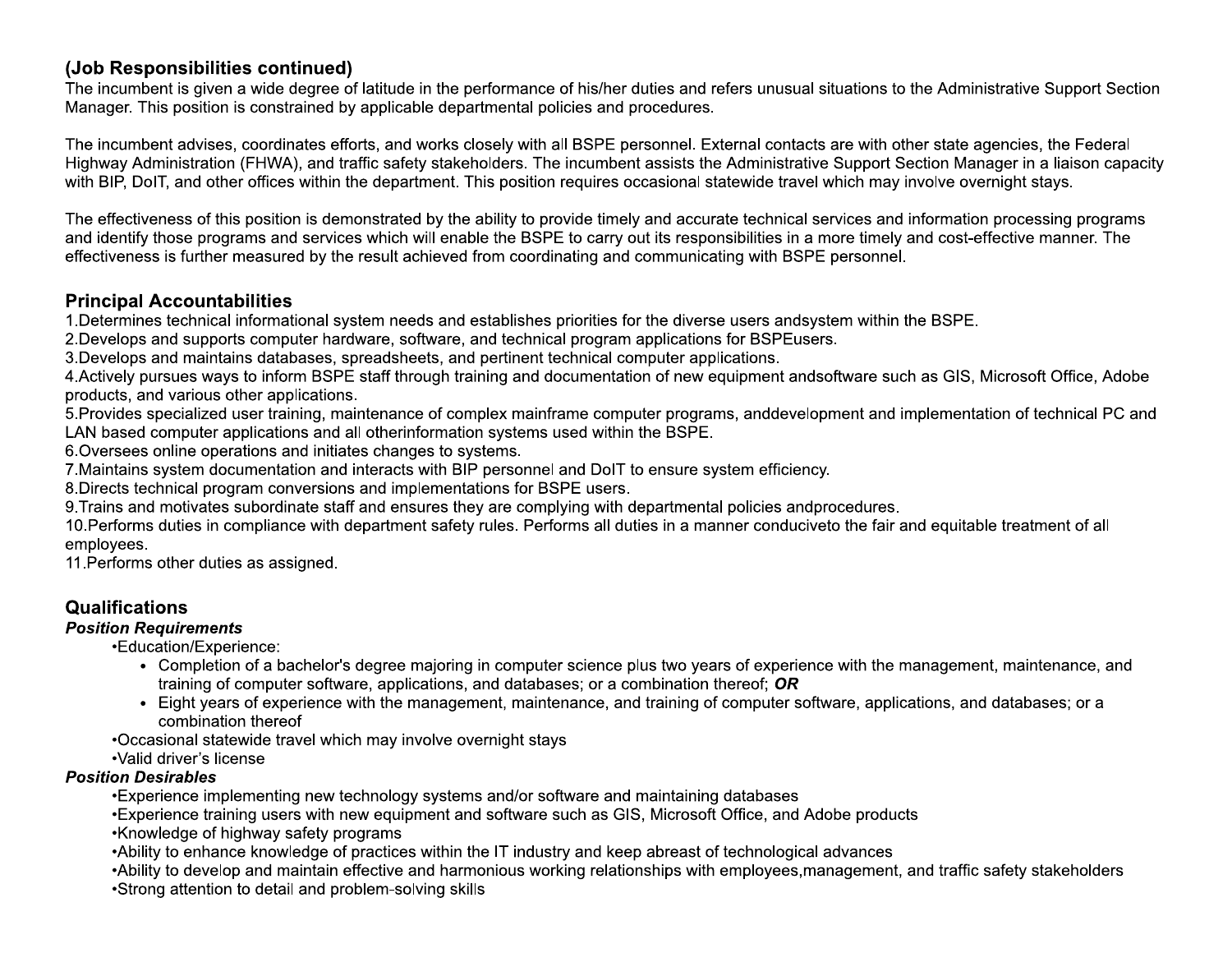### (Job Responsibilities continued)

The incumbent is given a wide degree of latitude in the performance of his/her duties and refers unusual situations to the Administrative Support Section Manager. This position is constrained by applicable departmental policies and procedures.

The incumbent advises, coordinates efforts, and works closely with all BSPE personnel. External contacts are with other state agencies, the Federal Highway Administration (FHWA), and traffic safety stakeholders. The incumbent assists the Administrative Support Section Manager in a liaison capacity with BIP, DoIT, and other offices within the department. This position requires occasional statewide travel which may involve overnight stays.

The effectiveness of this position is demonstrated by the ability to provide timely and accurate technical services and information processing programs and identify those programs and services which will enable the BSPE to carry out its responsibilities in a more timely and cost-effective manner. The effectiveness is further measured by the result achieved from coordinating and communicating with BSPE personnel.

## Principal Accountabilities

1.Determines technical informational system needs and establishes priorities for the diverse users andsystem within the BSPE.
2.Develops and supports computer hardware, software, and technical program applications for BSPEusers.
3.Develops and maintains databases, spreadsheets, and pertinent technical computer applications.
4.Actively pursues ways to inform BSPE staff through training and documentation of new equipment andsoftware such as GIS, Microsoft Office, Adobe products, and various other applications.
5.Provides specialized user training, maintenance of complex mainframe computer programs, anddevelopment and implementation of technical PC and LAN based computer applications and all otherinformation systems used within the BSPE.
6.Oversees online operations and initiates changes to systems.
7.Maintains system documentation and interacts with BIP personnel and DoIT to ensure system efficiency.
8.Directs technical program conversions and implementations for BSPE users.
9.Trains and motivates subordinate staff and ensures they are complying with departmental policies andprocedures.
10.Performs duties in compliance with department safety rules. Performs all duties in a manner conduciveto the fair and equitable treatment of all employees.
11.Performs other duties as assigned.

## Qualifications

***Position Requirements***

- Education/Experience:
  - Completion of a bachelor's degree majoring in computer science plus two years of experience with the management, maintenance, and training of computer software, applications, and databases; or a combination thereof; ***OR***
  - Eight years of experience with the management, maintenance, and training of computer software, applications, and databases; or a combination thereof
- Occasional statewide travel which may involve overnight stays
- Valid driver's license

***Position Desirables***

- Experience implementing new technology systems and/or software and maintaining databases
- Experience training users with new equipment and software such as GIS, Microsoft Office, and Adobe products
- Knowledge of highway safety programs
- Ability to enhance knowledge of practices within the IT industry and keep abreast of technological advances
- Ability to develop and maintain effective and harmonious working relationships with employees,management, and traffic safety stakeholders
- Strong attention to detail and problem-solving skills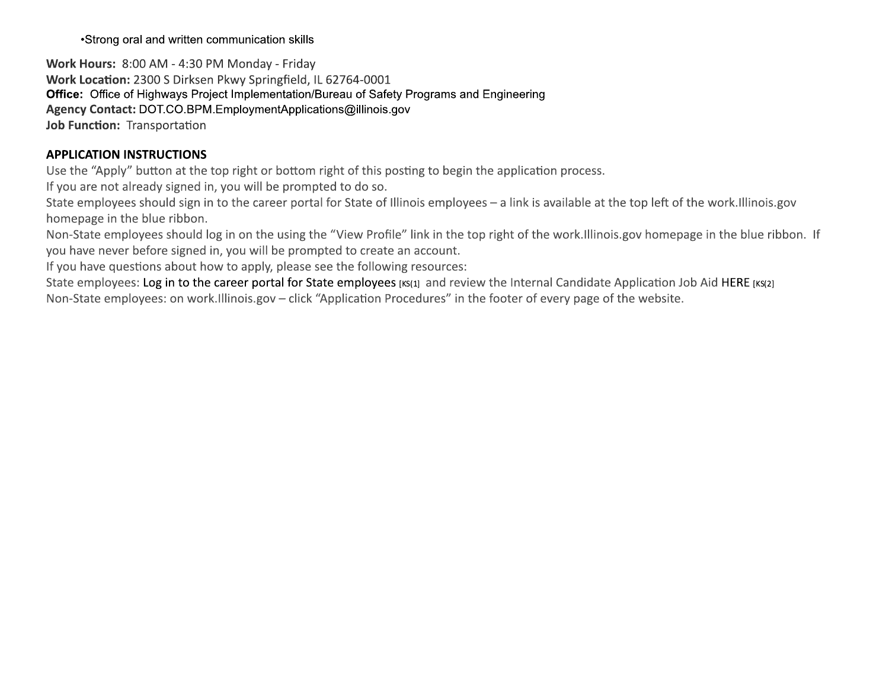- Strong oral and written communication skills

**Work Hours:** 8:00 AM - 4:30 PM Monday - Friday
**Work Location:** 2300 S Dirksen Pkwy Springfield, IL 62764-0001
**Office:** Office of Highways Project Implementation/Bureau of Safety Programs and Engineering
**Agency Contact:** DOT.CO.BPM.EmploymentApplications@illinois.gov
**Job Function:** Transportation

**APPLICATION INSTRUCTIONS**

Use the "Apply" button at the top right or bottom right of this posting to begin the application process.
If you are not already signed in, you will be prompted to do so.
State employees should sign in to the career portal for State of Illinois employees – a link is available at the top left of the work.Illinois.gov homepage in the blue ribbon.
Non-State employees should log in on the using the "View Profile" link in the top right of the work.Illinois.gov homepage in the blue ribbon. If you have never before signed in, you will be prompted to create an account.
If you have questions about how to apply, please see the following resources:
State employees: Log in to the career portal for State employees [KS(1] and review the Internal Candidate Application Job Aid HERE [KS(2]
Non-State employees: on work.Illinois.gov – click "Application Procedures" in the footer of every page of the website.